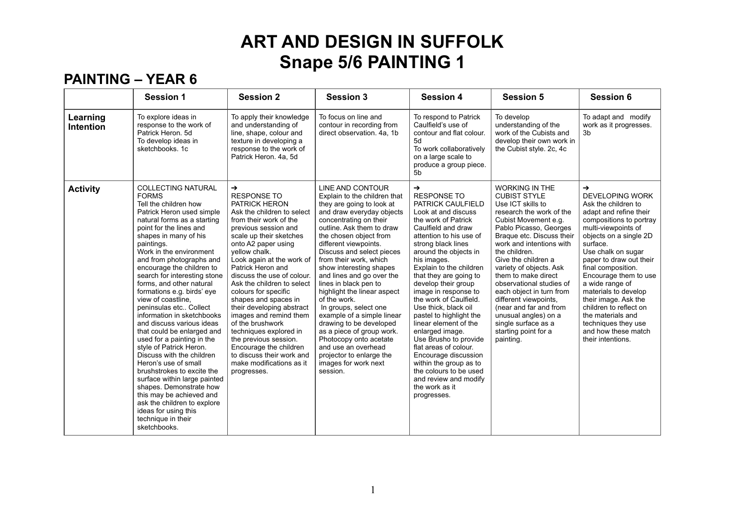# ART AND DESIGN IN SUFFOLK
# Snape 5/6 PAINTING 1

## PAINTING – YEAR 6

| | Session 1 | Session 2 | Session 3 | Session 4 | Session 5 | Session 6 |
|---|---|---|---|---|---|---|
| **Learning Intention** | To explore ideas in response to the work of Patrick Heron. 5d<br>To develop ideas in sketchbooks. 1c | To apply their knowledge and understanding of line, shape, colour and texture in developing a response to the work of Patrick Heron. 4a, 5d | To focus on line and contour in recording from direct observation. 4a, 1b | To respond to Patrick Caulfield's use of contour and flat colour. 5d<br>To work collaboratively on a large scale to produce a group piece. 5b | To develop understanding of the work of the Cubists and develop their own work in the Cubist style. 2c, 4c | To adapt and modify work as it progresses. 3b |
| **Activity** | COLLECTING NATURAL FORMS<br>Tell the children how Patrick Heron used simple natural forms as a starting point for the lines and shapes in many of his paintings.<br>Work in the environment and from photographs and encourage the children to search for interesting stone forms, and other natural formations e.g. birds' eye view of coastline, peninsulas etc.. Collect information in sketchbooks and discuss various ideas that could be enlarged and used for a painting in the style of Patrick Heron.<br>Discuss with the children Heron's use of small brushstrokes to excite the surface within large painted shapes. Demonstrate how this may be achieved and ask the children to explore ideas for using this technique in their sketchbooks. | ➔<br>RESPONSE TO PATRICK HERON<br>Ask the children to select from their work of the previous session and scale up their sketches onto A2 paper using yellow chalk.<br>Look again at the work of Patrick Heron and discuss the use of colour. Ask the children to select colours for specific shapes and spaces in their developing abstract images and remind them of the brushwork techniques explored in the previous session. Encourage the children to discuss their work and make modifications as it progresses. | LINE AND CONTOUR<br>Explain to the children that they are going to look at and draw everyday objects concentrating on their outline. Ask them to draw the chosen object from different viewpoints.<br>Discuss and select pieces from their work, which show interesting shapes and lines and go over the lines in black pen to highlight the linear aspect of the work.<br>In groups, select one example of a simple linear drawing to be developed as a piece of group work. Photocopy onto acetate and use an overhead projector to enlarge the images for work next session. | ➔<br>RESPONSE TO PATRICK CAULFIELD<br>Look at and discuss the work of Patrick Caulfield and draw attention to his use of strong black lines around the objects in his images.<br>Explain to the children that they are going to develop their group image in response to the work of Caulfield.<br>Use thick, black oil pastel to highlight the linear element of the enlarged image.<br>Use Brusho to provide flat areas of colour.<br>Encourage discussion within the group as to the colours to be used and review and modify the work as it progresses. | WORKING IN THE CUBIST STYLE<br>Use ICT skills to research the work of the Cubist Movement e.g. Pablo Picasso, Georges Braque etc. Discuss their work and intentions with the children.<br>Give the children a variety of objects. Ask them to make direct observational studies of each object in turn from different viewpoints, (near and far and from unusual angles) on a single surface as a starting point for a painting. | ➔<br>DEVELOPING WORK<br>Ask the children to adapt and refine their compositions to portray multi-viewpoints of objects on a single 2D surface.<br>Use chalk on sugar paper to draw out their final composition.<br>Encourage them to use a wide range of materials to develop their image. Ask the children to reflect on the materials and techniques they use and how these match their intentions. |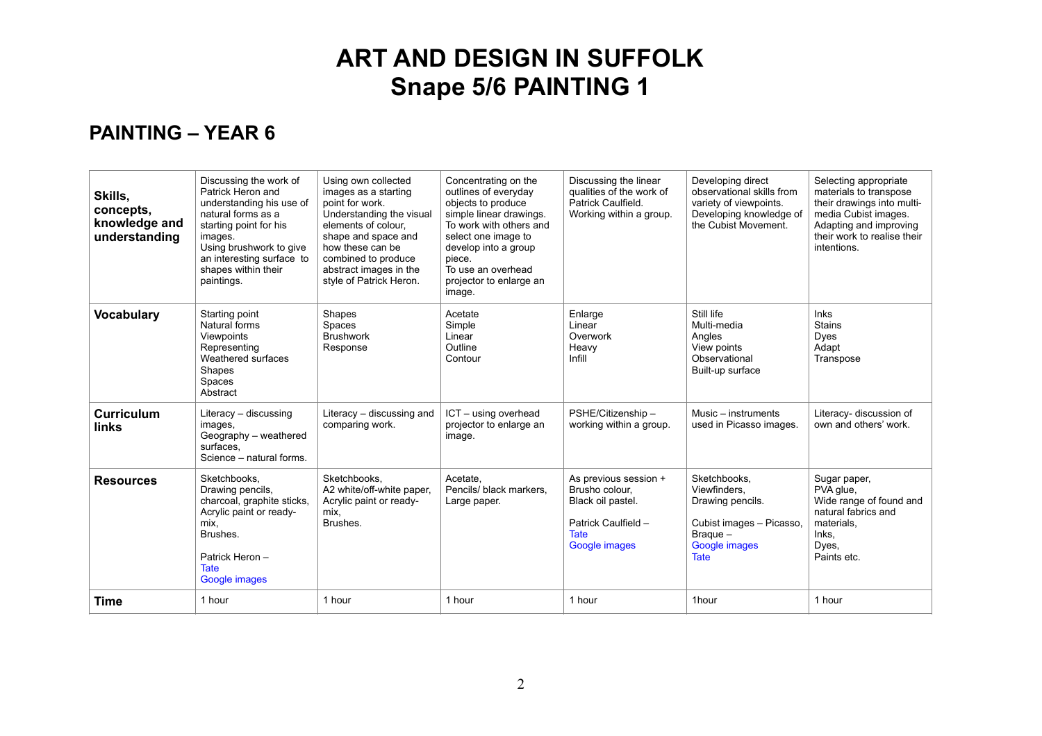# ART AND DESIGN IN SUFFOLK
# Snape 5/6 PAINTING 1

## PAINTING – YEAR 6

| **Skills, concepts, knowledge and understanding** | Discussing the work of Patrick Heron and understanding his use of natural forms as a starting point for his images.<br>Using brushwork to give an interesting surface to shapes within their paintings. | Using own collected images as a starting point for work.<br>Understanding the visual elements of colour, shape and space and how these can be combined to produce abstract images in the style of Patrick Heron. | Concentrating on the outlines of everyday objects to produce simple linear drawings.<br>To work with others and select one image to develop into a group piece.<br>To use an overhead projector to enlarge an image. | Discussing the linear qualities of the work of Patrick Caulfield.<br>Working within a group. | Developing direct observational skills from variety of viewpoints.<br>Developing knowledge of the Cubist Movement. | Selecting appropriate materials to transpose their drawings into multi-media Cubist images.<br>Adapting and improving their work to realise their intentions. |
|---|---|---|---|---|---|---|
| **Vocabulary** | Starting point<br>Natural forms<br>Viewpoints<br>Representing<br>Weathered surfaces<br>Shapes<br>Spaces<br>Abstract | Shapes<br>Spaces<br>Brushwork<br>Response | Acetate<br>Simple<br>Linear<br>Outline<br>Contour | Enlarge<br>Linear<br>Overwork<br>Heavy<br>Infill | Still life<br>Multi-media<br>Angles<br>View points<br>Observational<br>Built-up surface | Inks<br>Stains<br>Dyes<br>Adapt<br>Transpose |
| **Curriculum links** | Literacy – discussing images,<br>Geography – weathered surfaces,<br>Science – natural forms. | Literacy – discussing and comparing work. | ICT – using overhead projector to enlarge an image. | PSHE/Citizenship – working within a group. | Music – instruments used in Picasso images. | Literacy- discussion of own and others' work. |
| **Resources** | Sketchbooks,<br>Drawing pencils,<br>charcoal, graphite sticks,<br>Acrylic paint or ready-mix,<br>Brushes.<br><br>Patrick Heron –<br>Tate<br>Google images | Sketchbooks,<br>A2 white/off-white paper,<br>Acrylic paint or ready-mix,<br>Brushes. | Acetate,<br>Pencils/ black markers,<br>Large paper. | As previous session +<br>Brusho colour,<br>Black oil pastel.<br><br>Patrick Caulfield –<br>Tate<br>Google images | Sketchbooks,<br>Viewfinders,<br>Drawing pencils.<br><br>Cubist images – Picasso, Braque –<br>Google images<br>Tate | Sugar paper,<br>PVA glue,<br>Wide range of found and natural fabrics and materials,<br>Inks,<br>Dyes,<br>Paints etc. |
| **Time** | 1 hour | 1 hour | 1 hour | 1 hour | 1hour | 1 hour |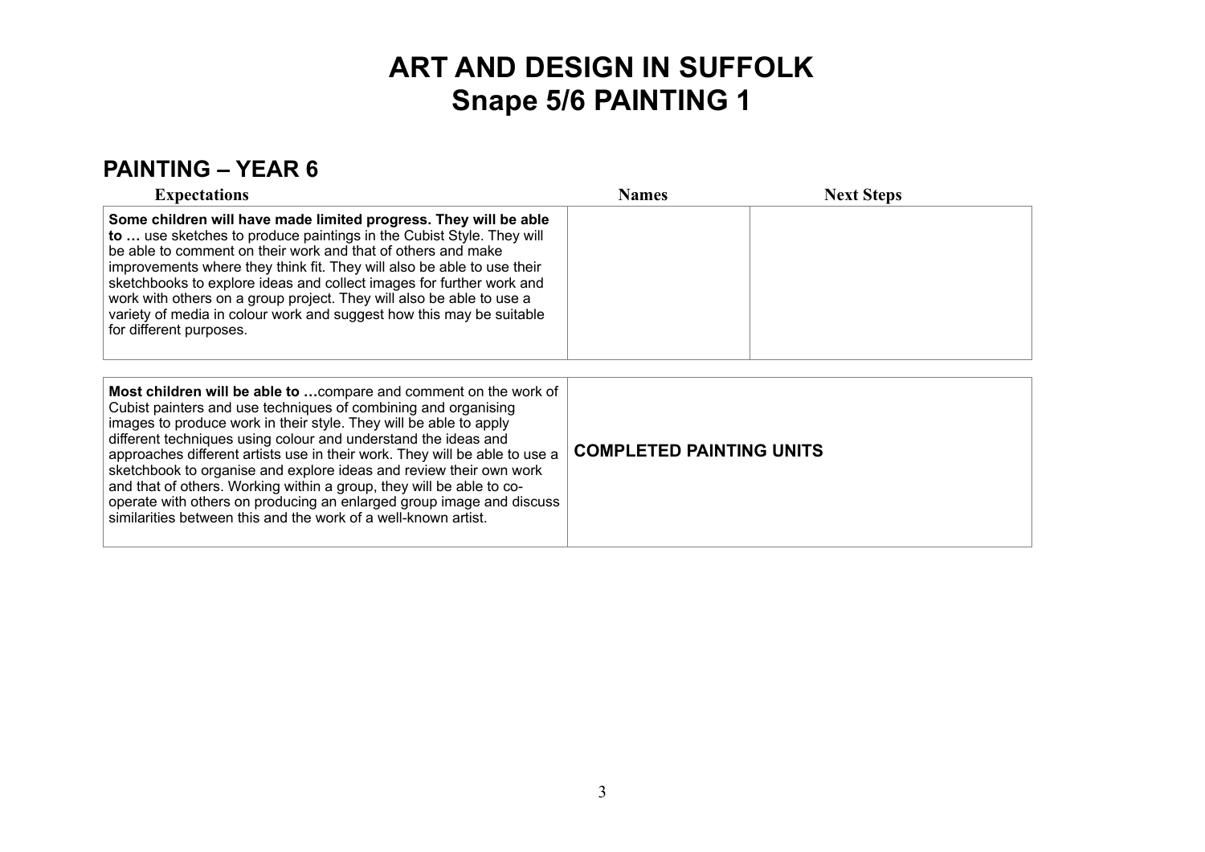# ART AND DESIGN IN SUFFOLK
# Snape 5/6 PAINTING 1

## PAINTING – YEAR 6

| Expectations | Names | Next Steps |
| --- | --- | --- |
| **Some children will have made limited progress. They will be able to …** use sketches to produce paintings in the Cubist Style. They will be able to comment on their work and that of others and make improvements where they think fit. They will also be able to use their sketchbooks to explore ideas and collect images for further work and work with others on a group project. They will also be able to use a variety of media in colour work and suggest how this may be suitable for different purposes. | | |

| | |
| --- | --- |
| **Most children will be able to …**compare and comment on the work of Cubist painters and use techniques of combining and organising images to produce work in their style. They will be able to apply different techniques using colour and understand the ideas and approaches different artists use in their work. They will be able to use a sketchbook to organise and explore ideas and review their own work and that of others. Working within a group, they will be able to co-operate with others on producing an enlarged group image and discuss similarities between this and the work of a well-known artist. | **COMPLETED PAINTING UNITS** |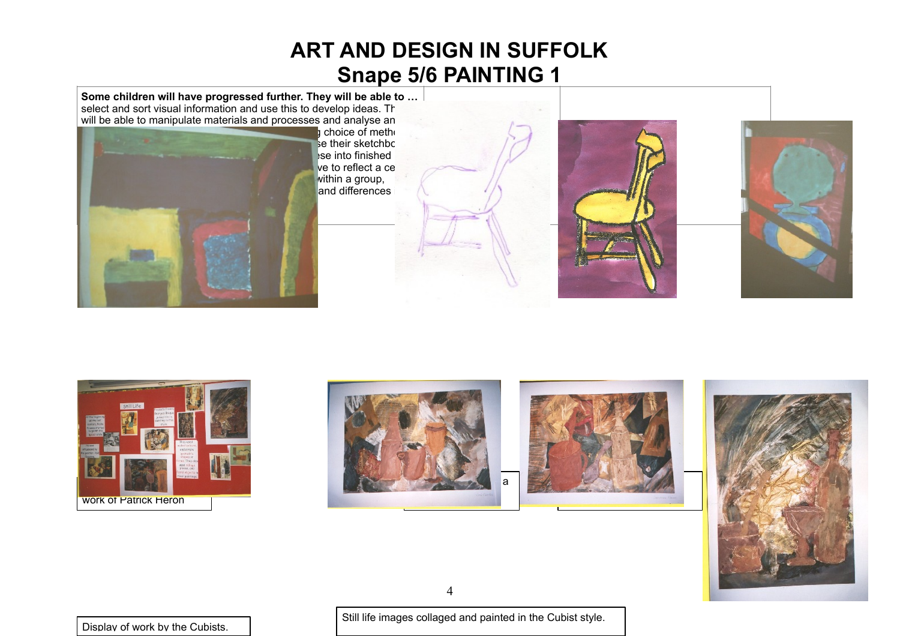# ART AND DESIGN IN SUFFOLK
# Snape 5/6 PAINTING 1

**Some children will have progressed further. They will be able to …**
select and sort visual information and use this to develop ideas. Th
will be able to manipulate materials and processes and analyse an
g choice of meth
se their sketchbo
ese into finished
ve to reflect a ce
within a group,
and differences

work of Patrick Heron

a

Display of work by the Cubists.

Still life images collaged and painted in the Cubist style.